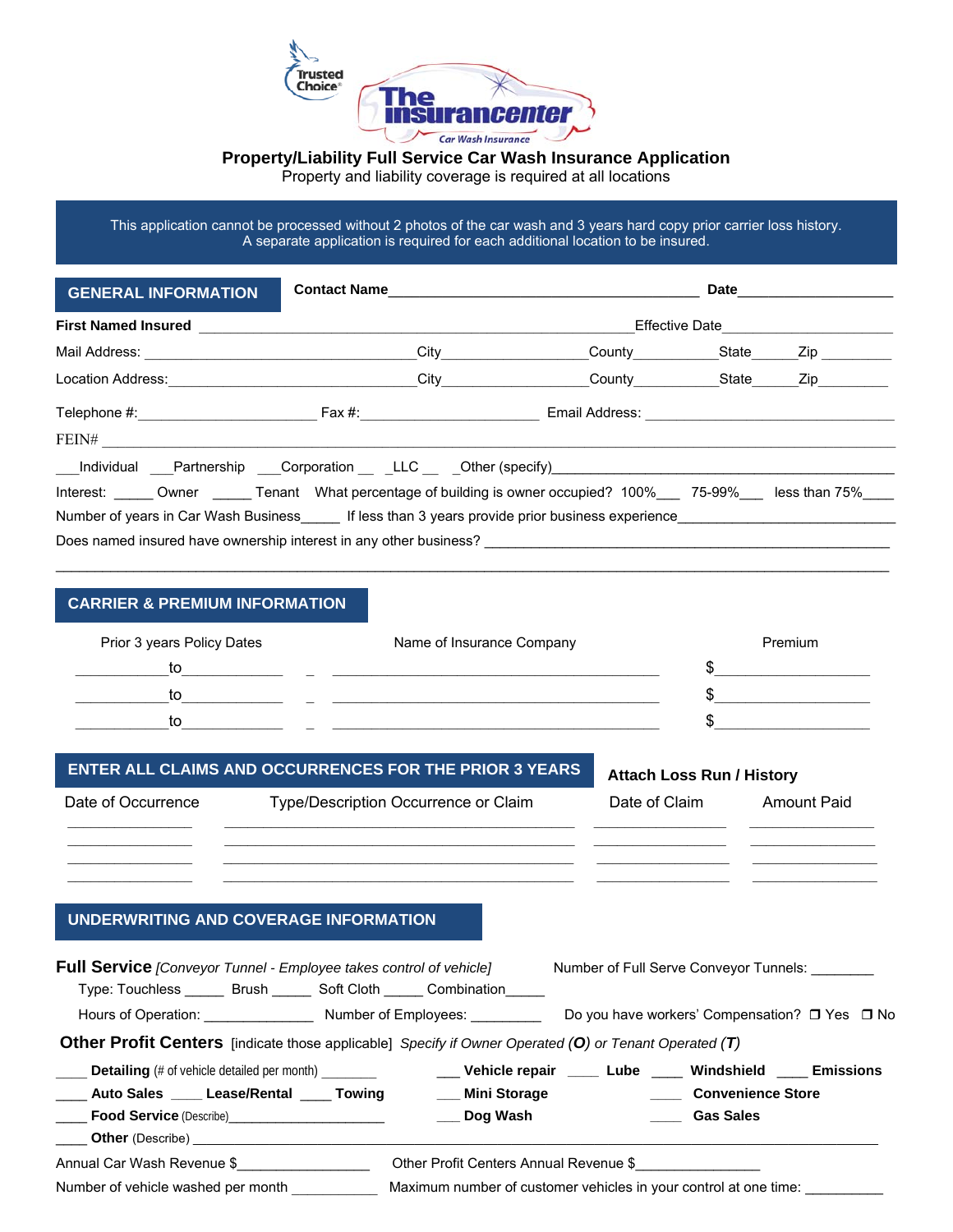Trusted Choice

The Insurancenter

Car Wash Insurance

# Property/Liability Full Service Car Wash Insurance Application

Property and liability coverage is required at all locations

This application cannot be processed without 2 photos of the car wash and 3 years hard copy prior carrier loss history.
A separate application is required for each additional location to be insured.

## GENERAL INFORMATION

**Contact Name**\_\_\_\_\_\_\_\_\_\_\_\_\_\_\_\_\_\_\_\_\_\_\_\_\_\_\_\_\_\_\_\_\_\_\_\_\_\_\_\_ **Date**\_\_\_\_\_\_\_\_\_\_\_\_\_\_\_\_\_\_\_\_

**First Named Insured** \_\_\_\_\_\_\_\_\_\_\_\_\_\_\_\_\_\_\_\_\_\_\_\_\_\_\_\_\_\_\_\_\_\_\_\_\_\_\_\_\_\_\_\_\_\_\_\_\_\_\_\_ Effective Date\_\_\_\_\_\_\_\_\_\_\_\_\_\_\_\_\_\_\_\_\_\_

Mail Address: \_\_\_\_\_\_\_\_\_\_\_\_\_\_\_\_\_\_\_\_\_\_\_\_\_\_\_\_\_\_\_\_\_\_City\_\_\_\_\_\_\_\_\_\_\_\_\_\_\_\_\_\_County\_\_\_\_\_\_\_\_\_\_\_State\_\_\_\_\_\_Zip \_\_\_\_\_\_\_\_\_

Location Address:\_\_\_\_\_\_\_\_\_\_\_\_\_\_\_\_\_\_\_\_\_\_\_\_\_\_\_\_\_\_\_\_City\_\_\_\_\_\_\_\_\_\_\_\_\_\_\_\_\_\_County\_\_\_\_\_\_\_\_\_\_\_State\_\_\_\_\_\_Zip\_\_\_\_\_\_\_\_\_

Telephone #:\_\_\_\_\_\_\_\_\_\_\_\_\_\_\_\_\_\_\_\_\_\_ Fax #:\_\_\_\_\_\_\_\_\_\_\_\_\_\_\_\_\_\_\_\_\_\_ Email Address: \_\_\_\_\_\_\_\_\_\_\_\_\_\_\_\_\_\_\_\_\_\_\_\_\_\_\_\_\_\_\_\_

FEIN# \_\_\_\_\_\_\_\_\_\_\_\_\_\_\_\_\_\_\_\_\_\_\_\_\_\_\_\_\_\_\_\_\_\_\_\_\_\_\_\_\_\_\_\_\_\_\_\_\_\_\_\_\_\_\_\_\_\_\_\_\_\_\_\_\_\_\_\_\_\_\_\_\_\_\_\_\_\_\_\_\_\_\_\_\_\_\_\_\_\_\_\_\_\_\_\_\_\_\_

\_\_\_Individual \_\_\_Partnership \_\_\_Corporation \_\_ \_LLC \_\_ \_Other (specify)\_\_\_\_\_\_\_\_\_\_\_\_\_\_\_\_\_\_\_\_\_\_\_\_\_\_\_\_\_\_\_\_\_\_\_\_\_\_\_\_\_\_\_\_

Interest: \_\_\_\_\_ Owner \_\_\_\_\_ Tenant What percentage of building is owner occupied? 100%\_\_\_ 75-99%\_\_\_ less than 75%\_\_\_\_

Number of years in Car Wash Business\_\_\_\_\_ If less than 3 years provide prior business experience\_\_\_\_\_\_\_\_\_\_\_\_\_\_\_\_\_\_\_\_\_\_\_\_\_\_\_

Does named insured have ownership interest in any other business? \_\_\_\_\_\_\_\_\_\_\_\_\_\_\_\_\_\_\_\_\_\_\_\_\_\_\_\_\_\_\_\_\_\_\_\_\_\_\_\_\_\_\_\_\_\_\_\_\_\_\_

\_\_\_\_\_\_\_\_\_\_\_\_\_\_\_\_\_\_\_\_\_\_\_\_\_\_\_\_\_\_\_\_\_\_\_\_\_\_\_\_\_\_\_\_\_\_\_\_\_\_\_\_\_\_\_\_\_\_\_\_\_\_\_\_\_\_\_\_\_\_\_\_\_\_\_\_\_\_\_\_\_\_\_\_\_\_\_\_\_\_\_\_\_\_\_\_\_\_\_\_\_\_\_

## CARRIER & PREMIUM INFORMATION

| Prior 3 years Policy Dates | Name of Insurance Company | Premium |
|---|---|---|
| \_\_\_\_\_\_\_\_\_\_\_to\_\_\_\_\_\_\_\_\_\_\_\_ | \_\_\_\_\_\_\_\_\_\_\_\_\_\_\_\_\_\_\_\_\_\_\_\_\_\_\_\_\_\_\_\_\_\_\_\_\_\_\_\_ | $\_\_\_\_\_\_\_\_\_\_\_\_\_\_\_\_\_\_\_ |
| \_\_\_\_\_\_\_\_\_\_\_to\_\_\_\_\_\_\_\_\_\_\_\_ | \_\_\_\_\_\_\_\_\_\_\_\_\_\_\_\_\_\_\_\_\_\_\_\_\_\_\_\_\_\_\_\_\_\_\_\_\_\_\_\_ | $\_\_\_\_\_\_\_\_\_\_\_\_\_\_\_\_\_\_\_ |
| \_\_\_\_\_\_\_\_\_\_\_to\_\_\_\_\_\_\_\_\_\_\_\_ | \_\_\_\_\_\_\_\_\_\_\_\_\_\_\_\_\_\_\_\_\_\_\_\_\_\_\_\_\_\_\_\_\_\_\_\_\_\_\_\_ | $\_\_\_\_\_\_\_\_\_\_\_\_\_\_\_\_\_\_\_ |

## ENTER ALL CLAIMS AND OCCURRENCES FOR THE PRIOR 3 YEARS

**Attach Loss Run / History**

| Date of Occurrence | Type/Description Occurrence or Claim | Date of Claim | Amount Paid |
|---|---|---|---|
| | | | |
| | | | |
| | | | |
| | | | |

## UNDERWRITING AND COVERAGE INFORMATION

**Full Service** *[Conveyor Tunnel - Employee takes control of vehicle]* Number of Full Serve Conveyor Tunnels: \_\_\_\_\_\_\_\_

Type: Touchless \_\_\_\_\_ Brush \_\_\_\_\_ Soft Cloth \_\_\_\_\_ Combination\_\_\_\_\_

Hours of Operation: \_\_\_\_\_\_\_\_\_\_\_\_\_ Number of Employees: \_\_\_\_\_\_\_\_\_ Do you have workers' Compensation? ❒ Yes ❒ No

**Other Profit Centers** [indicate those applicable] *Specify if Owner Operated **(O)** or Tenant Operated **(T)***

\_\_\_\_ **Detailing** (# of vehicle detailed per month) \_\_\_\_\_\_\_\_ \_\_\_ **Vehicle repair** \_\_\_\_ **Lube** \_\_\_\_ **Windshield** \_\_\_\_ **Emissions**

\_\_\_\_ **Auto Sales** \_\_\_\_ **Lease/Rental** \_\_\_\_ **Towing** \_\_\_ **Mini Storage** \_\_\_\_ **Convenience Store**

\_\_\_\_ **Food Service** (Describe)\_\_\_\_\_\_\_\_\_\_\_\_\_\_\_\_\_\_\_\_\_ \_\_\_ **Dog Wash** \_\_\_\_ **Gas Sales**

\_\_\_\_ **Other** (Describe) \_\_\_\_\_\_\_\_\_\_\_\_\_\_\_\_\_\_\_\_\_\_\_\_\_\_\_\_\_\_\_\_\_\_\_\_\_\_\_\_\_\_\_\_\_\_\_\_\_\_\_\_\_\_\_\_\_\_\_\_\_\_\_\_\_\_\_\_\_\_\_\_\_\_\_\_\_\_\_\_\_\_\_

Annual Car Wash Revenue $\_\_\_\_\_\_\_\_\_\_\_\_\_\_\_\_\_ Other Profit Centers Annual Revenue $\_\_\_\_\_\_\_\_\_\_\_\_\_\_\_\_

Number of vehicle washed per month \_\_\_\_\_\_\_\_\_\_\_ Maximum number of customer vehicles in your control at one time: \_\_\_\_\_\_\_\_\_\_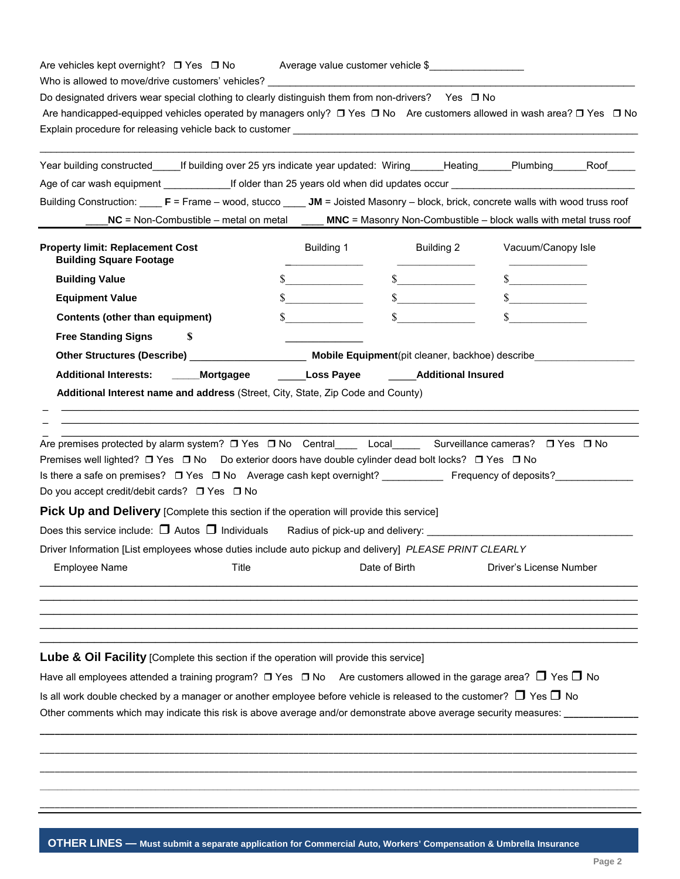Are vehicles kept overnight? ❒ Yes ❒ No Average value customer vehicle $________________

Who is allowed to move/drive customers' vehicles? ____________________________________________________________

Do designated drivers wear special clothing to clearly distinguish them from non-drivers? Yes ❒ No

Are handicapped-equipped vehicles operated by managers only? ❒ Yes ❒ No Are customers allowed in wash area? ❒ Yes ❒ No

Explain procedure for releasing vehicle back to customer ____________________________________________________________

____________________________________________________________________________________________

Year building constructed_____If building over 25 yrs indicate year updated: Wiring______Heating______Plumbing______Roof_____

Age of car wash equipment ____________If older than 25 years old when did updates occur ______________________________

Building Construction: ____ **F** = Frame – wood, stucco ____ **JM** = Joisted Masonry – block, brick, concrete walls with wood truss roof

____**NC** = Non-Combustible – metal on metal ____ **MNC** = Masonry Non-Combustible – block walls with metal truss roof

| **Property limit: Replacement Cost** | Building 1 | Building 2 | Vacuum/Canopy Isle |
|---|---|---|---|
| **Building Square Footage** | ____________ | ____________ | ____________ |
| **Building Value** | $____________ | $____________ | $____________ |
| **Equipment Value** | $____________ | $____________ | $____________ |
| **Contents (other than equipment)** | $____________ | $____________ | $____________ |
| **Free Standing Signs** $ | ____________ | | |

**Other Structures (Describe)** ____________________ **Mobile Equipment**(pit cleaner, backhoe) describe__________________

**Additional Interests:** _____**Mortgagee** _____**Loss Payee** _____**Additional Insured**

**Additional Interest name and address** (Street, City, State, Zip Code and County)

_ ____________________________________________________________________________________________

_ ____________________________________________________________________________________________

_ ____________________________________________________________________________________________

Are premises protected by alarm system? ❒ Yes ❒ No Central____ Local_____ Surveillance cameras? ❒ Yes ❒ No

Premises well lighted? ❒ Yes ❒ No Do exterior doors have double cylinder dead bolt locks? ❒ Yes ❒ No

Is there a safe on premises? ❒ Yes ❒ No Average cash kept overnight? ___________ Frequency of deposits?______________

Do you accept credit/debit cards? ❒ Yes ❒ No

## Pick Up and Delivery [Complete this section if the operation will provide this service]

Does this service include: ❒ Autos ❒ Individuals Radius of pick-up and delivery: ______________________________________

Driver Information [List employees whose duties include auto pickup and delivery] *PLEASE PRINT CLEARLY*

| Employee Name | Title | Date of Birth | Driver's License Number |
|---|---|---|---|
| | | | |
| | | | |
| | | | |
| | | | |
| | | | |

## Lube & Oil Facility [Complete this section if the operation will provide this service]

Have all employees attended a training program? ❒ Yes ❒ No Are customers allowed in the garage area? ❒ Yes ❒ No

Is all work double checked by a manager or another employee before vehicle is released to the customer? ❒ Yes ❒ No

Other comments which may indicate this risk is above average and/or demonstrate above average security measures: _____________

____________________________________________________________________________________________

____________________________________________________________________________________________

____________________________________________________________________________________________

____________________________________________________________________________________________

____________________________________________________________________________________________

**OTHER LINES — Must submit a separate application for Commercial Auto, Workers' Compensation & Umbrella Insurance**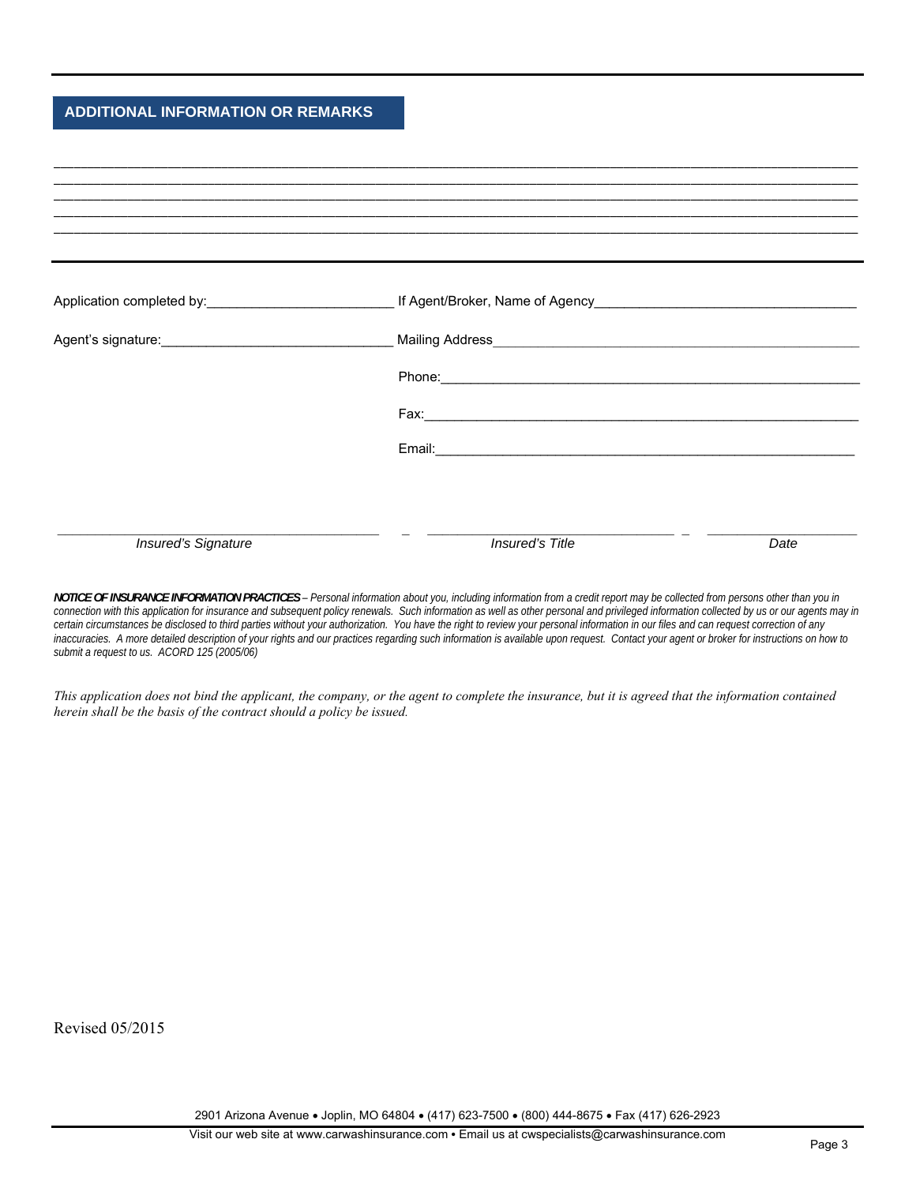## ADDITIONAL INFORMATION OR REMARKS

____________________________________________________________________________________________________
____________________________________________________________________________________________________
____________________________________________________________________________________________________
____________________________________________________________________________________________________
____________________________________________________________________________________________________

Application completed by:________________________ If Agent/Broker, Name of Agency__________________________________

Agent's signature:______________________________ Mailing Address_______________________________________________

Phone:________________________________________________________

Fax:__________________________________________________________

Email:_________________________________________________________

_________________________________________ _ _________________________________ _ ____________________

*Insured's Signature* *Insured's Title* *Date*

***NOTICE OF INSURANCE INFORMATION PRACTICES*** *– Personal information about you, including information from a credit report may be collected from persons other than you in connection with this application for insurance and subsequent policy renewals. Such information as well as other personal and privileged information collected by us or our agents may in certain circumstances be disclosed to third parties without your authorization. You have the right to review your personal information in our files and can request correction of any inaccuracies. A more detailed description of your rights and our practices regarding such information is available upon request. Contact your agent or broker for instructions on how to submit a request to us. ACORD 125 (2005/06)*

*This application does not bind the applicant, the company, or the agent to complete the insurance, but it is agreed that the information contained herein shall be the basis of the contract should a policy be issued.*

Revised 05/2015

2901 Arizona Avenue • Joplin, MO 64804 • (417) 623-7500 • (800) 444-8675 • Fax (417) 626-2923

Visit our web site at www.carwashinsurance.com • Email us at cwspecialists@carwashinsurance.com